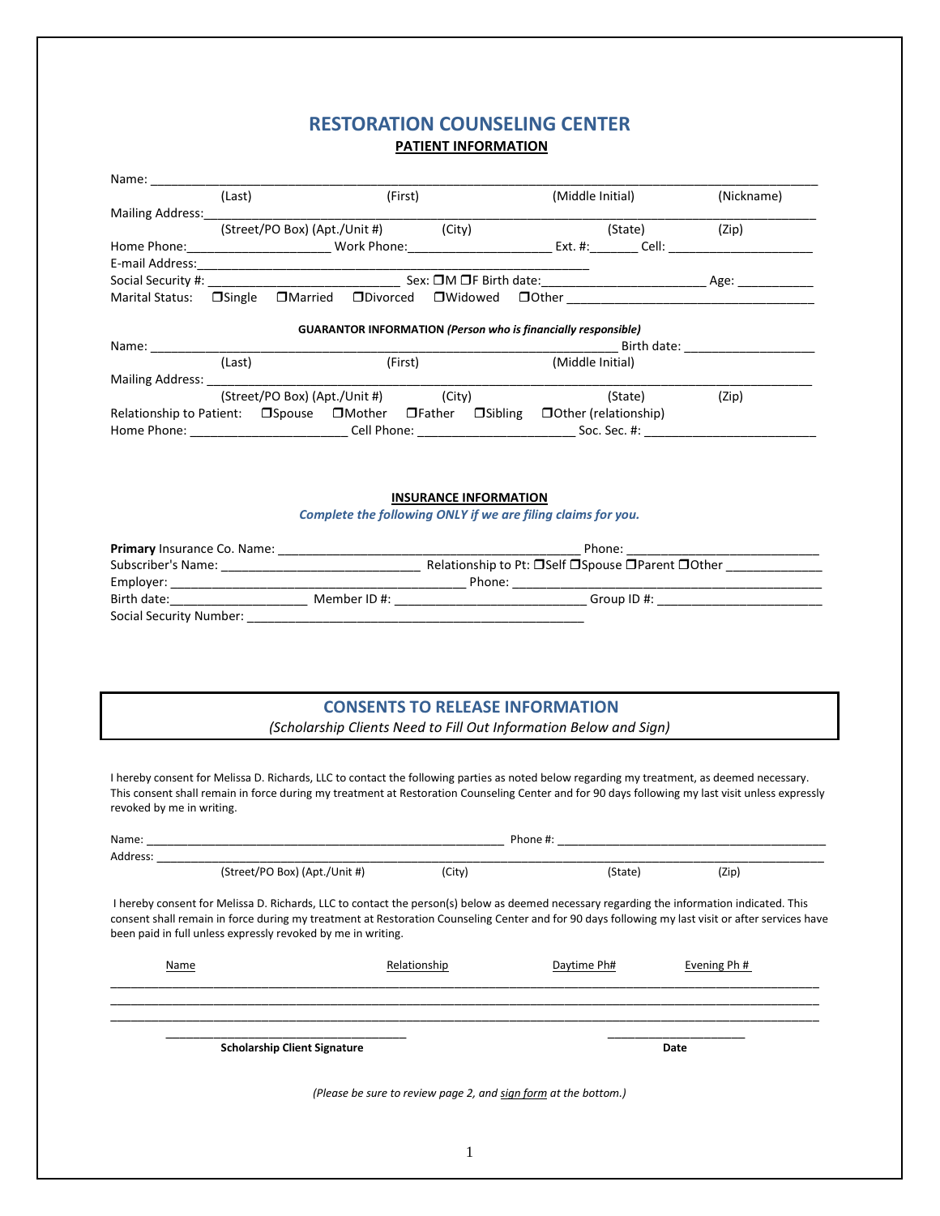# RESTORATION COUNSELING CENTER

## PATIENT INFORMATION

Name: ______________________________________________________________________________________
(Last) (First) (Middle Initial) (Nickname)

Mailing Address: ______________________________________________________________________________
(Street/PO Box) (Apt./Unit #) (City) (State) (Zip)

Home Phone: ____________________ Work Phone: ____________________ Ext. #: _______ Cell: ____________________

E-mail Address: ____________________________________________________________

Social Security #: ___________________________ Sex: ❒M ❒F Birth date: ______________________ Age: ___________

Marital Status: ❒Single ❒Married ❒Divorced ❒Widowed ❒Other __________________________________

**GUARANTOR INFORMATION** ***(Person who is financially responsible)***

Name: _______________________________________________________________ Birth date: ___________________
(Last) (First) (Middle Initial)

Mailing Address: ______________________________________________________________________________
(Street/PO Box) (Apt./Unit #) (City) (State) (Zip)

Relationship to Patient: ❒Spouse ❒Mother ❒Father ❒Sibling ❒Other (relationship)

Home Phone: ______________________ Cell Phone: ______________________ Soc. Sec. #: ________________________

## INSURANCE INFORMATION

***Complete the following ONLY if we are filing claims for you.***

**Primary** Insurance Co. Name: ____________________________________________ Phone: ___________________________

Subscriber's Name: ____________________________ Relationship to Pt: ❒Self ❒Spouse ❒Parent ❒Other ______________

Employer: __________________________________________ Phone: ____________________________________________

Birth date: ____________________ Member ID #: ___________________________ Group ID #: ________________________

Social Security Number: __________________________________________________

## CONSENTS TO RELEASE INFORMATION

*(Scholarship Clients Need to Fill Out Information Below and Sign)*

I hereby consent for Melissa D. Richards, LLC to contact the following parties as noted below regarding my treatment, as deemed necessary. This consent shall remain in force during my treatment at Restoration Counseling Center and for 90 days following my last visit unless expressly revoked by me in writing.

Name: _____________________________________________________ Phone #: ________________________________________

Address: ____________________________________________________________________________________________
(Street/PO Box) (Apt./Unit #) (City) (State) (Zip)

I hereby consent for Melissa D. Richards, LLC to contact the person(s) below as deemed necessary regarding the information indicated. This consent shall remain in force during my treatment at Restoration Counseling Center and for 90 days following my last visit or after services have been paid in full unless expressly revoked by me in writing.

| Name | Relationship | Daytime Ph# | Evening Ph # |
|---|---|---|---|
| | | | |
| | | | |
| | | | |

____________________________________ ____________________
**Scholarship Client Signature** **Date**

*(Please be sure to review page 2, and sign form at the bottom.)*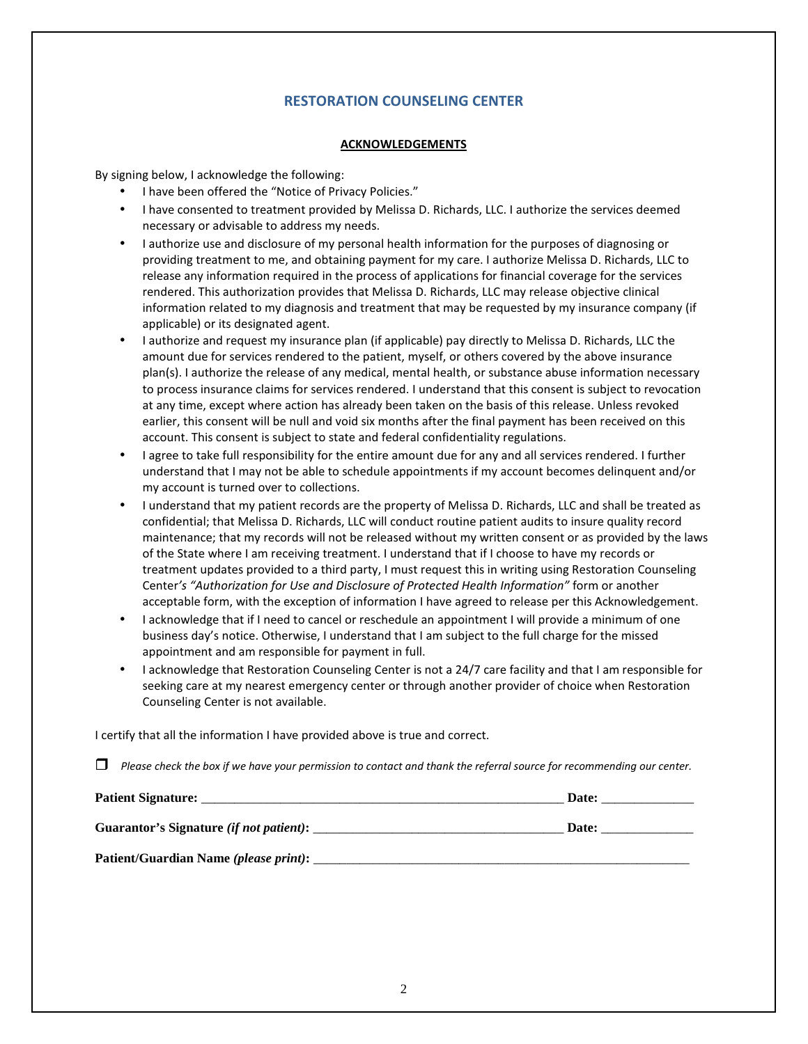## RESTORATION COUNSELING CENTER

### ACKNOWLEDGEMENTS

By signing below, I acknowledge the following:

- I have been offered the "Notice of Privacy Policies."
- I have consented to treatment provided by Melissa D. Richards, LLC. I authorize the services deemed necessary or advisable to address my needs.
- I authorize use and disclosure of my personal health information for the purposes of diagnosing or providing treatment to me, and obtaining payment for my care. I authorize Melissa D. Richards, LLC to release any information required in the process of applications for financial coverage for the services rendered. This authorization provides that Melissa D. Richards, LLC may release objective clinical information related to my diagnosis and treatment that may be requested by my insurance company (if applicable) or its designated agent.
- I authorize and request my insurance plan (if applicable) pay directly to Melissa D. Richards, LLC the amount due for services rendered to the patient, myself, or others covered by the above insurance plan(s). I authorize the release of any medical, mental health, or substance abuse information necessary to process insurance claims for services rendered. I understand that this consent is subject to revocation at any time, except where action has already been taken on the basis of this release. Unless revoked earlier, this consent will be null and void six months after the final payment has been received on this account. This consent is subject to state and federal confidentiality regulations.
- I agree to take full responsibility for the entire amount due for any and all services rendered. I further understand that I may not be able to schedule appointments if my account becomes delinquent and/or my account is turned over to collections.
- I understand that my patient records are the property of Melissa D. Richards, LLC and shall be treated as confidential; that Melissa D. Richards, LLC will conduct routine patient audits to insure quality record maintenance; that my records will not be released without my written consent or as provided by the laws of the State where I am receiving treatment. I understand that if I choose to have my records or treatment updates provided to a third party, I must request this in writing using Restoration Counseling Center*'s "Authorization for Use and Disclosure of Protected Health Information"* form or another acceptable form, with the exception of information I have agreed to release per this Acknowledgement.
- I acknowledge that if I need to cancel or reschedule an appointment I will provide a minimum of one business day's notice. Otherwise, I understand that I am subject to the full charge for the missed appointment and am responsible for payment in full.
- I acknowledge that Restoration Counseling Center is not a 24/7 care facility and that I am responsible for seeking care at my nearest emergency center or through another provider of choice when Restoration Counseling Center is not available.

I certify that all the information I have provided above is true and correct.

☐ *Please check the box if we have your permission to contact and thank the referral source for recommending our center.*

**Patient Signature:** ________________________________________________ **Date:** ____________

**Guarantor's Signature** ***(if not patient)*****:** ________________________________ **Date:** ____________

**Patient/Guardian Name** ***(please print)*****:** ________________________________________________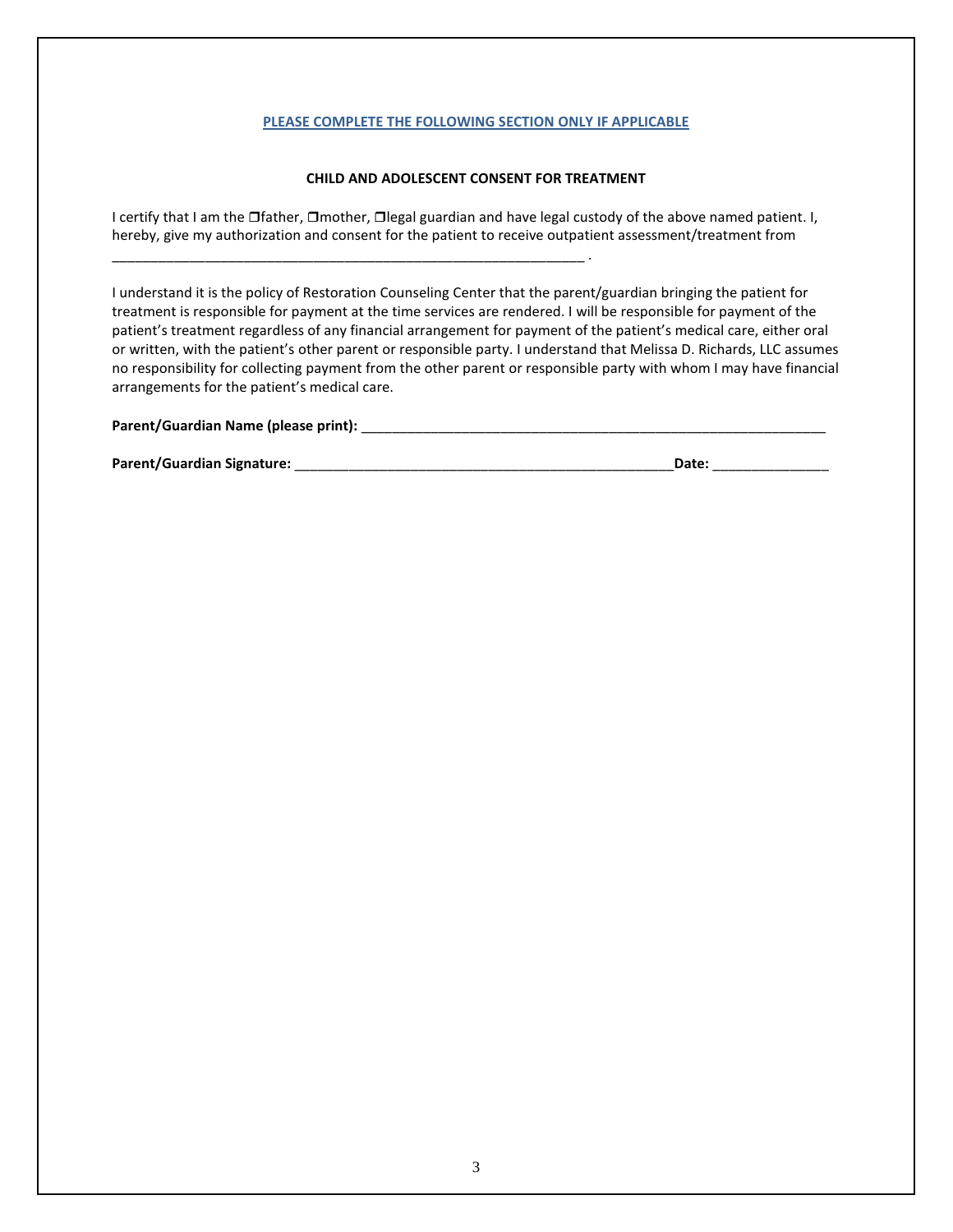**PLEASE COMPLETE THE FOLLOWING SECTION ONLY IF APPLICABLE**

**CHILD AND ADOLESCENT CONSENT FOR TREATMENT**

I certify that I am the ❒father, ❒mother, ❒legal guardian and have legal custody of the above named patient. I, hereby, give my authorization and consent for the patient to receive outpatient assessment/treatment from ____________________________________________________________ .

I understand it is the policy of Restoration Counseling Center that the parent/guardian bringing the patient for treatment is responsible for payment at the time services are rendered. I will be responsible for payment of the patient's treatment regardless of any financial arrangement for payment of the patient's medical care, either oral or written, with the patient's other parent or responsible party. I understand that Melissa D. Richards, LLC assumes no responsibility for collecting payment from the other parent or responsible party with whom I may have financial arrangements for the patient's medical care.

**Parent/Guardian Name (please print):** ____________________________________________________________

**Parent/Guardian Signature:** _________________________________________________ **Date:** _______________